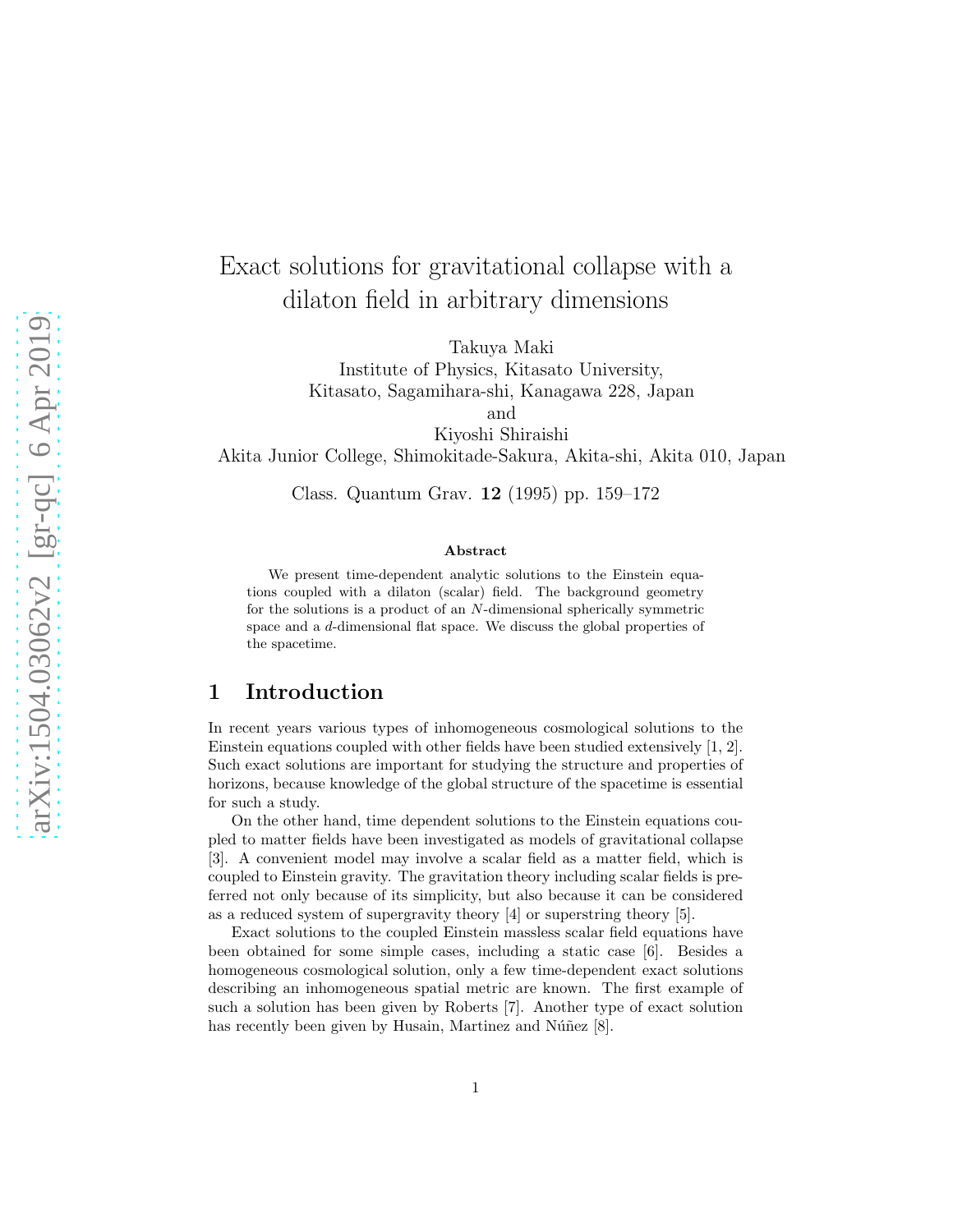# Exact solutions for gravitational collapse with a dilaton field in arbitrary dimensions

Takuya Maki
Institute of Physics, Kitasato University,
Kitasato, Sagamihara-shi, Kanagawa 228, Japan
and
Kiyoshi Shiraishi
Akita Junior College, Shimokitade-Sakura, Akita-shi, Akita 010, Japan

Class. Quantum Grav. **12** (1995) pp. 159–172

### Abstract

We present time-dependent analytic solutions to the Einstein equations coupled with a dilaton (scalar) field. The background geometry for the solutions is a product of an $N$-dimensional spherically symmetric space and a $d$-dimensional flat space. We discuss the global properties of the spacetime.

## 1 Introduction

In recent years various types of inhomogeneous cosmological solutions to the Einstein equations coupled with other fields have been studied extensively [1, 2]. Such exact solutions are important for studying the structure and properties of horizons, because knowledge of the global structure of the spacetime is essential for such a study.

On the other hand, time dependent solutions to the Einstein equations coupled to matter fields have been investigated as models of gravitational collapse [3]. A convenient model may involve a scalar field as a matter field, which is coupled to Einstein gravity. The gravitation theory including scalar fields is preferred not only because of its simplicity, but also because it can be considered as a reduced system of supergravity theory [4] or superstring theory [5].

Exact solutions to the coupled Einstein massless scalar field equations have been obtained for some simple cases, including a static case [6]. Besides a homogeneous cosmological solution, only a few time-dependent exact solutions describing an inhomogeneous spatial metric are known. The first example of such a solution has been given by Roberts [7]. Another type of exact solution has recently been given by Husain, Martinez and Núñez [8].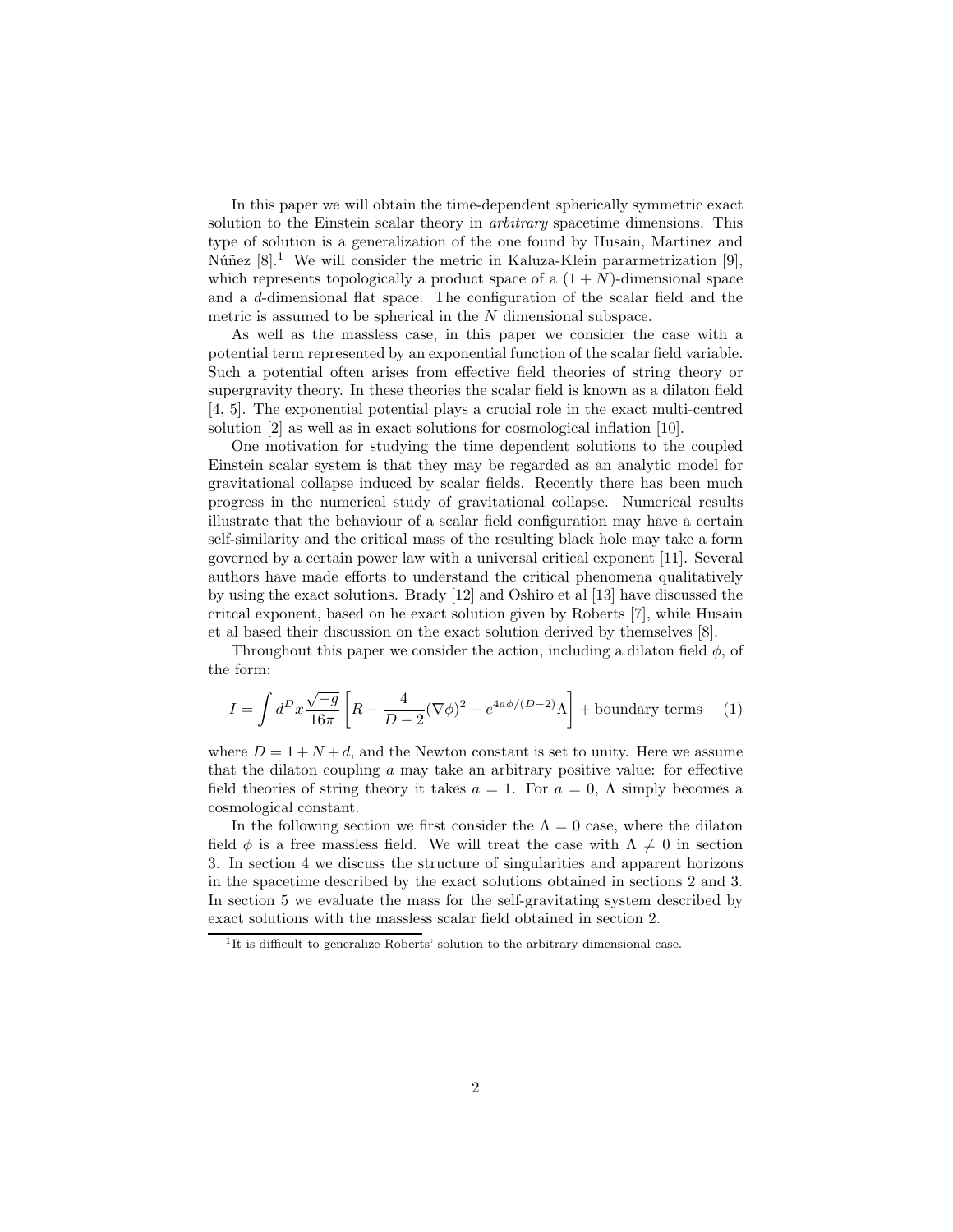In this paper we will obtain the time-dependent spherically symmetric exact solution to the Einstein scalar theory in *arbitrary* spacetime dimensions. This type of solution is a generalization of the one found by Husain, Martinez and Núñez [8].[1] We will consider the metric in Kaluza-Klein pararmetrization [9], which represents topologically a product space of a $(1+N)$-dimensional space and a $d$-dimensional flat space. The configuration of the scalar field and the metric is assumed to be spherical in the $N$ dimensional subspace.

As well as the massless case, in this paper we consider the case with a potential term represented by an exponential function of the scalar field variable. Such a potential often arises from effective field theories of string theory or supergravity theory. In these theories the scalar field is known as a dilaton field [4, 5]. The exponential potential plays a crucial role in the exact multi-centred solution [2] as well as in exact solutions for cosmological inflation [10].

One motivation for studying the time dependent solutions to the coupled Einstein scalar system is that they may be regarded as an analytic model for gravitational collapse induced by scalar fields. Recently there has been much progress in the numerical study of gravitational collapse. Numerical results illustrate that the behaviour of a scalar field configuration may have a certain self-similarity and the critical mass of the resulting black hole may take a form governed by a certain power law with a universal critical exponent [11]. Several authors have made efforts to understand the critical phenomena qualitatively by using the exact solutions. Brady [12] and Oshiro et al [13] have discussed the critcal exponent, based on he exact solution given by Roberts [7], while Husain et al based their discussion on the exact solution derived by themselves [8].

Throughout this paper we consider the action, including a dilaton field $\phi$, of the form:

$$I = \int d^D x \frac{\sqrt{-g}}{16\pi} \left[ R - \frac{4}{D-2} (\nabla\phi)^2 - e^{4a\phi/(D-2)} \Lambda \right] + \text{boundary terms} \qquad (1)$$

where $D = 1 + N + d$, and the Newton constant is set to unity. Here we assume that the dilaton coupling $a$ may take an arbitrary positive value: for effective field theories of string theory it takes $a = 1$. For $a = 0$, $\Lambda$ simply becomes a cosmological constant.

In the following section we first consider the $\Lambda = 0$ case, where the dilaton field $\phi$ is a free massless field. We will treat the case with $\Lambda \neq 0$ in section 3. In section 4 we discuss the structure of singularities and apparent horizons in the spacetime described by the exact solutions obtained in sections 2 and 3. In section 5 we evaluate the mass for the self-gravitating system described by exact solutions with the massless scalar field obtained in section 2.

[1] It is difficult to generalize Roberts' solution to the arbitrary dimensional case.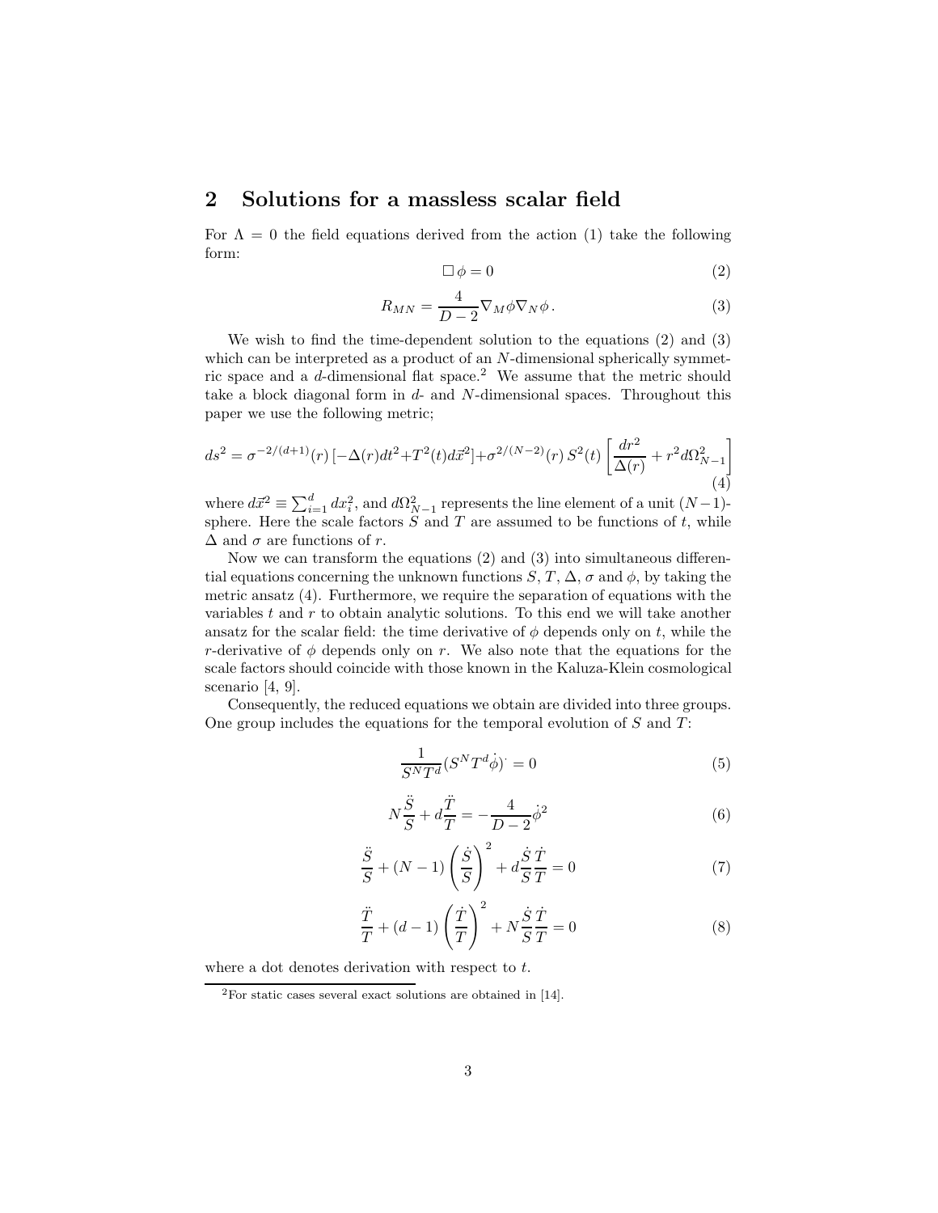## 2 Solutions for a massless scalar field

For $\Lambda = 0$ the field equations derived from the action (1) take the following form:

$$\Box\, \phi = 0 \tag{2}$$

$$R_{MN} = \frac{4}{D-2} \nabla_M \phi \nabla_N \phi\,. \tag{3}$$

We wish to find the time-dependent solution to the equations (2) and (3) which can be interpreted as a product of an $N$-dimensional spherically symmetric space and a $d$-dimensional flat space.[2] We assume that the metric should take a block diagonal form in $d$- and $N$-dimensional spaces. Throughout this paper we use the following metric;

$$ds^2 = \sigma^{-2/(d+1)}(r)\left[-\Delta(r)dt^2 + T^2(t)d\vec{x}^2\right] + \sigma^{2/(N-2)}(r)\, S^2(t) \left[\frac{dr^2}{\Delta(r)} + r^2 d\Omega^2_{N-1}\right] \tag{4}$$

where $d\vec{x}^2 \equiv \sum_{i=1}^{d} dx_i^2$, and $d\Omega^2_{N-1}$ represents the line element of a unit $(N-1)$-sphere. Here the scale factors $S$ and $T$ are assumed to be functions of $t$, while $\Delta$ and $\sigma$ are functions of $r$.

Now we can transform the equations (2) and (3) into simultaneous differential equations concerning the unknown functions $S$, $T$, $\Delta$, $\sigma$ and $\phi$, by taking the metric ansatz (4). Furthermore, we require the separation of equations with the variables $t$ and $r$ to obtain analytic solutions. To this end we will take another ansatz for the scalar field: the time derivative of $\phi$ depends only on $t$, while the $r$-derivative of $\phi$ depends only on $r$. We also note that the equations for the scale factors should coincide with those known in the Kaluza-Klein cosmological scenario [4, 9].

Consequently, the reduced equations we obtain are divided into three groups. One group includes the equations for the temporal evolution of $S$ and $T$:

$$\frac{1}{S^N T^d}(S^N T^d \dot{\phi})^{\cdot} = 0 \tag{5}$$

$$N\frac{\ddot{S}}{S} + d\frac{\ddot{T}}{T} = -\frac{4}{D-2}\dot{\phi}^2 \tag{6}$$

$$\frac{\ddot{S}}{S} + (N-1)\left(\frac{\dot{S}}{S}\right)^2 + d\frac{\dot{S}}{S}\frac{\dot{T}}{T} = 0 \tag{7}$$

$$\frac{\ddot{T}}{T} + (d-1)\left(\frac{\dot{T}}{T}\right)^2 + N\frac{\dot{S}}{S}\frac{\dot{T}}{T} = 0 \tag{8}$$

where a dot denotes derivation with respect to $t$.

[2] For static cases several exact solutions are obtained in [14].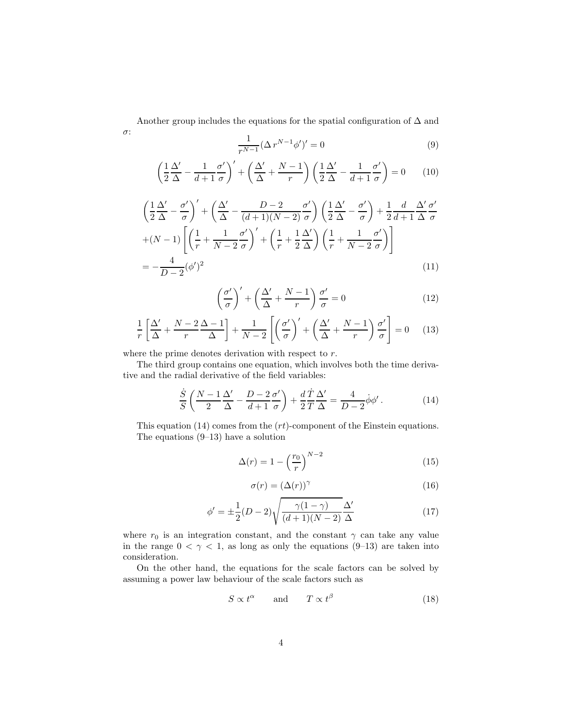Another group includes the equations for the spatial configuration of $\Delta$ and $\sigma$:

$$\frac{1}{r^{N-1}}(\Delta\, r^{N-1}\phi')' = 0 \tag{9}$$

$$\left(\frac{1}{2}\frac{\Delta'}{\Delta} - \frac{1}{d+1}\frac{\sigma'}{\sigma}\right)' + \left(\frac{\Delta'}{\Delta} + \frac{N-1}{r}\right)\left(\frac{1}{2}\frac{\Delta'}{\Delta} - \frac{1}{d+1}\frac{\sigma'}{\sigma}\right) = 0 \tag{10}$$

$$\begin{aligned}
&\left(\frac{1}{2}\frac{\Delta'}{\Delta} - \frac{\sigma'}{\sigma}\right)' + \left(\frac{\Delta'}{\Delta} - \frac{D-2}{(d+1)(N-2)}\frac{\sigma'}{\sigma}\right)\left(\frac{1}{2}\frac{\Delta'}{\Delta} - \frac{\sigma'}{\sigma}\right) + \frac{1}{2}\frac{d}{d+1}\frac{\Delta'}{\Delta}\frac{\sigma'}{\sigma} \\
&+(N-1)\left[\left(\frac{1}{r} + \frac{1}{N-2}\frac{\sigma'}{\sigma}\right)' + \left(\frac{1}{r} + \frac{1}{2}\frac{\Delta'}{\Delta}\right)\left(\frac{1}{r} + \frac{1}{N-2}\frac{\sigma'}{\sigma}\right)\right] \\
&= -\frac{4}{D-2}(\phi')^2
\end{aligned} \tag{11}$$

$$\left(\frac{\sigma'}{\sigma}\right)' + \left(\frac{\Delta'}{\Delta} + \frac{N-1}{r}\right)\frac{\sigma'}{\sigma} = 0 \tag{12}$$

$$\frac{1}{r}\left[\frac{\Delta'}{\Delta} + \frac{N-2}{r}\frac{\Delta - 1}{\Delta}\right] + \frac{1}{N-2}\left[\left(\frac{\sigma'}{\sigma}\right)' + \left(\frac{\Delta'}{\Delta} + \frac{N-1}{r}\right)\frac{\sigma'}{\sigma}\right] = 0 \tag{13}$$

where the prime denotes derivation with respect to $r$.

The third group contains one equation, which involves both the time derivative and the radial derivative of the field variables:

$$\frac{\dot{S}}{S}\left(\frac{N-1}{2}\frac{\Delta'}{\Delta} - \frac{D-2}{d+1}\frac{\sigma'}{\sigma}\right) + \frac{d}{2}\frac{\dot{T}}{T}\frac{\Delta'}{\Delta} = \frac{4}{D-2}\dot{\phi}\phi'\,. \tag{14}$$

This equation (14) comes from the $(rt)$-component of the Einstein equations. The equations (9–13) have a solution

$$\Delta(r) = 1 - \left(\frac{r_0}{r}\right)^{N-2} \tag{15}$$

$$\sigma(r) = (\Delta(r))^{\gamma} \tag{16}$$

$$\phi' = \pm\frac{1}{2}(D-2)\sqrt{\frac{\gamma(1-\gamma)}{(d+1)(N-2)}}\frac{\Delta'}{\Delta} \tag{17}$$

where $r_0$ is an integration constant, and the constant $\gamma$ can take any value in the range $0 < \gamma < 1$, as long as only the equations (9–13) are taken into consideration.

On the other hand, the equations for the scale factors can be solved by assuming a power law behaviour of the scale factors such as

$$S \propto t^{\alpha} \qquad \text{and} \qquad T \propto t^{\beta} \tag{18}$$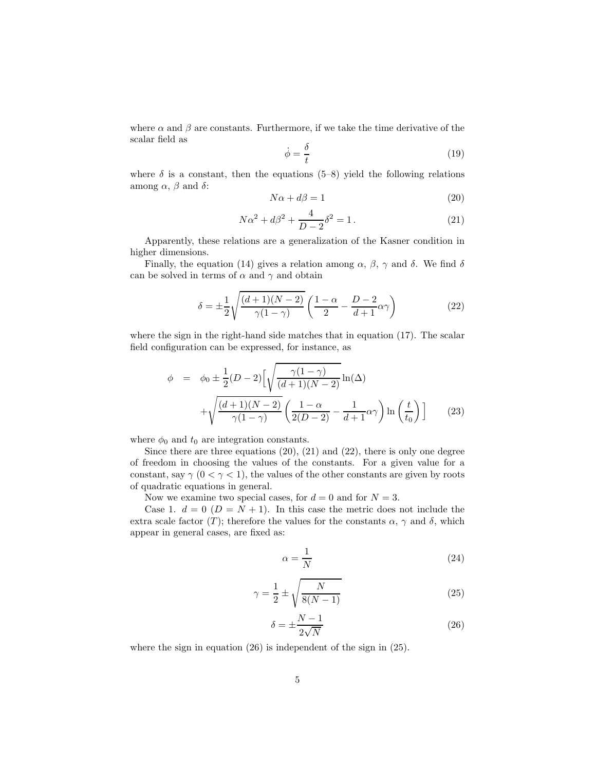where $\alpha$ and $\beta$ are constants. Furthermore, if we take the time derivative of the scalar field as

$$\dot{\phi} = \frac{\delta}{t} \tag{19}$$

where $\delta$ is a constant, then the equations (5–8) yield the following relations among $\alpha$, $\beta$ and $\delta$:

$$N\alpha + d\beta = 1 \tag{20}$$

$$N\alpha^2 + d\beta^2 + \frac{4}{D-2}\delta^2 = 1\,. \tag{21}$$

Apparently, these relations are a generalization of the Kasner condition in higher dimensions.

Finally, the equation (14) gives a relation among $\alpha$, $\beta$, $\gamma$ and $\delta$. We find $\delta$ can be solved in terms of $\alpha$ and $\gamma$ and obtain

$$\delta = \pm\frac{1}{2}\sqrt{\frac{(d+1)(N-2)}{\gamma(1-\gamma)}}\left(\frac{1-\alpha}{2} - \frac{D-2}{d+1}\alpha\gamma\right) \tag{22}$$

where the sign in the right-hand side matches that in equation (17). The scalar field configuration can be expressed, for instance, as

$$\begin{aligned}
\phi \;\; = \;\; & \phi_0 \pm \frac{1}{2}(D-2)\Big[\sqrt{\frac{\gamma(1-\gamma)}{(d+1)(N-2)}}\ln(\Delta) \\
& + \sqrt{\frac{(d+1)(N-2)}{\gamma(1-\gamma)}}\left(\frac{1-\alpha}{2(D-2)} - \frac{1}{d+1}\alpha\gamma\right)\ln\left(\frac{t}{t_0}\right)\Big]
\end{aligned} \tag{23}$$

where $\phi_0$ and $t_0$ are integration constants.

Since there are three equations (20), (21) and (22), there is only one degree of freedom in choosing the values of the constants. For a given value for a constant, say $\gamma$ ($0 < \gamma < 1$), the values of the other constants are given by roots of quadratic equations in general.

Now we examine two special cases, for $d = 0$ and for $N = 3$.

Case 1. $d = 0$ ($D = N + 1$). In this case the metric does not include the extra scale factor ($T$); therefore the values for the constants $\alpha$, $\gamma$ and $\delta$, which appear in general cases, are fixed as:

$$\alpha = \frac{1}{N} \tag{24}$$

$$\gamma = \frac{1}{2} \pm \sqrt{\frac{N}{8(N-1)}} \tag{25}$$

$$\delta = \pm\frac{N-1}{2\sqrt{N}} \tag{26}$$

where the sign in equation (26) is independent of the sign in (25).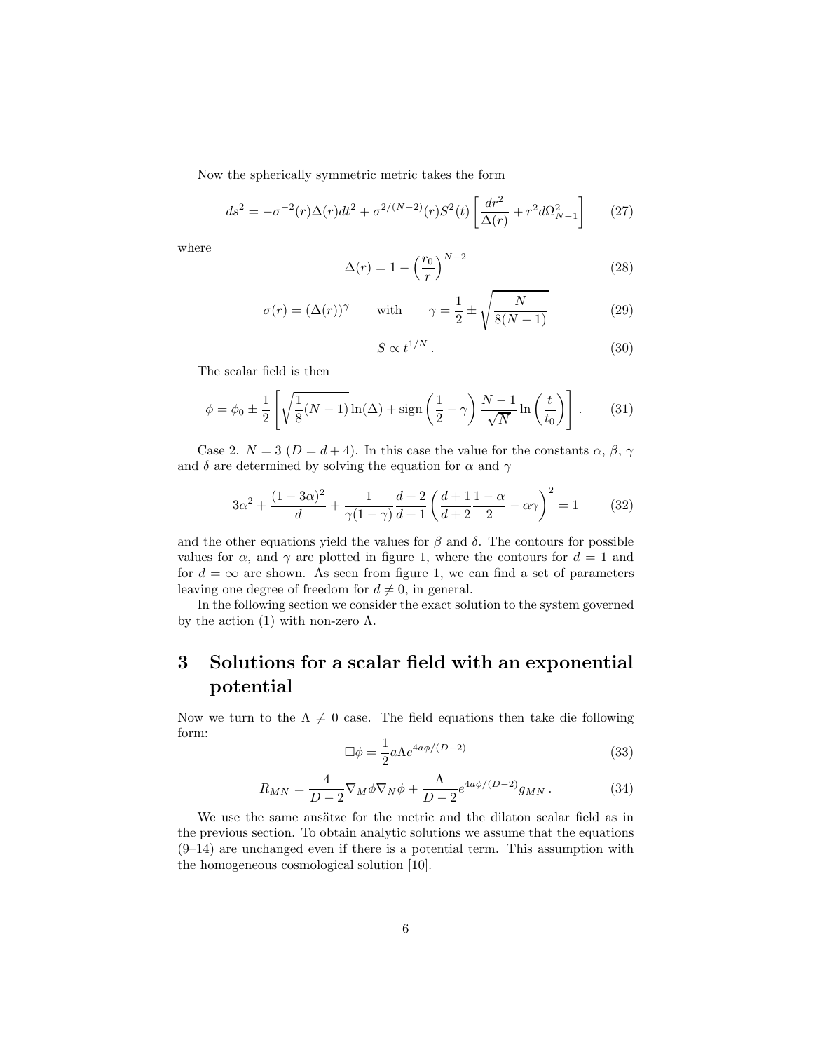Now the spherically symmetric metric takes the form

$$ds^2 = -\sigma^{-2}(r)\Delta(r)dt^2 + \sigma^{2/(N-2)}(r)S^2(t)\left[\frac{dr^2}{\Delta(r)} + r^2 d\Omega_{N-1}^2\right] \tag{27}$$

where

$$\Delta(r) = 1 - \left(\frac{r_0}{r}\right)^{N-2} \tag{28}$$

$$\sigma(r) = (\Delta(r))^{\gamma} \qquad \text{with} \qquad \gamma = \frac{1}{2} \pm \sqrt{\frac{N}{8(N-1)}} \tag{29}$$

$$S \propto t^{1/N}\,. \tag{30}$$

The scalar field is then

$$\phi = \phi_0 \pm \frac{1}{2}\left[\sqrt{\frac{1}{8}(N-1)}\ln(\Delta) + \text{sign}\left(\frac{1}{2} - \gamma\right)\frac{N-1}{\sqrt{N}}\ln\left(\frac{t}{t_0}\right)\right]. \tag{31}$$

Case 2. $N = 3$ ($D = d + 4$). In this case the value for the constants $\alpha$, $\beta$, $\gamma$ and $\delta$ are determined by solving the equation for $\alpha$ and $\gamma$

$$3\alpha^2 + \frac{(1-3\alpha)^2}{d} + \frac{1}{\gamma(1-\gamma)}\frac{d+2}{d+1}\left(\frac{d+1}{d+2}\frac{1-\alpha}{2} - \alpha\gamma\right)^2 = 1 \tag{32}$$

and the other equations yield the values for $\beta$ and $\delta$. The contours for possible values for $\alpha$, and $\gamma$ are plotted in figure 1, where the contours for $d = 1$ and for $d = \infty$ are shown. As seen from figure 1, we can find a set of parameters leaving one degree of freedom for $d \neq 0$, in general.

In the following section we consider the exact solution to the system governed by the action (1) with non-zero $\Lambda$.

# 3 Solutions for a scalar field with an exponential potential

Now we turn to the $\Lambda \neq 0$ case. The field equations then take die following form:

$$\Box\phi = \frac{1}{2}a\Lambda e^{4a\phi/(D-2)} \tag{33}$$

$$R_{MN} = \frac{4}{D-2}\nabla_M\phi\nabla_N\phi + \frac{\Lambda}{D-2}e^{4a\phi/(D-2)}g_{MN}\,. \tag{34}$$

We use the same ansätze for the metric and the dilaton scalar field as in the previous section. To obtain analytic solutions we assume that the equations (9–14) are unchanged even if there is a potential term. This assumption with the homogeneous cosmological solution [10].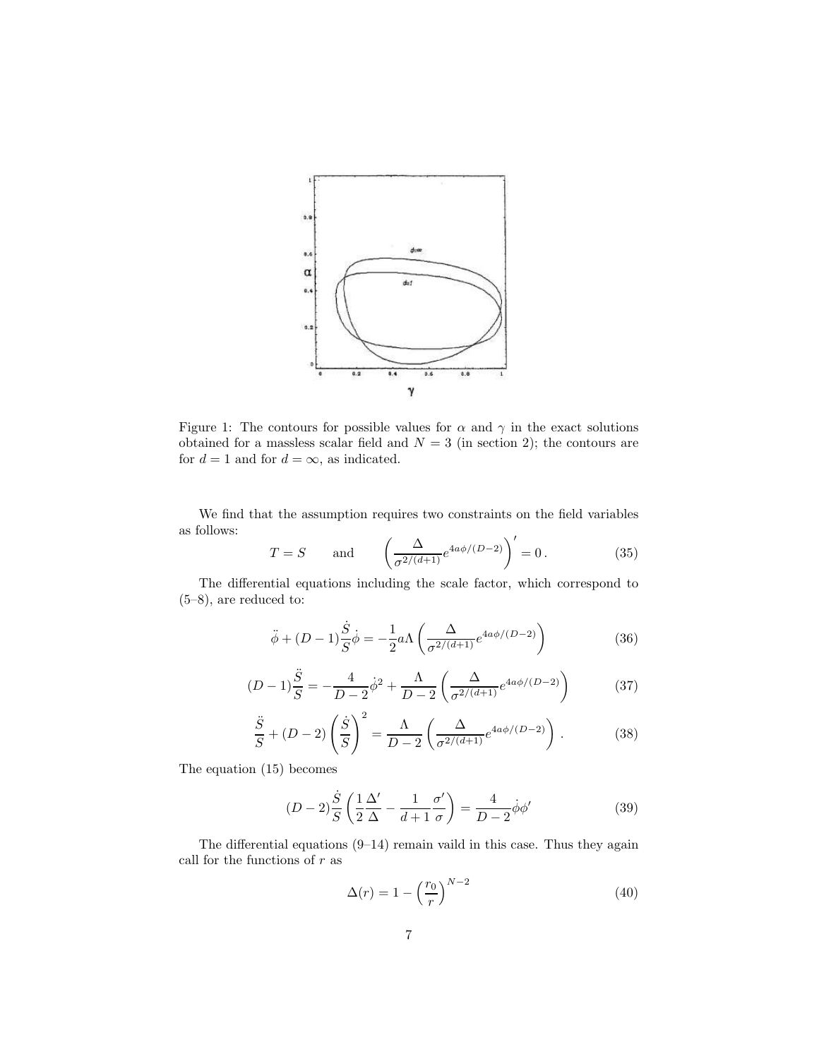Figure 1: The contours for possible values for $\alpha$ and $\gamma$ in the exact solutions obtained for a massless scalar field and $N = 3$ (in section 2); the contours are for $d = 1$ and for $d = \infty$, as indicated.

We find that the assumption requires two constraints on the field variables as follows:

$$T = S \qquad \text{and} \qquad \left( \frac{\Delta}{\sigma^{2/(d+1)}} e^{4a\phi/(D-2)} \right)' = 0 \, . \tag{35}$$

The differential equations including the scale factor, which correspond to (5–8), are reduced to:

$$\ddot{\phi} + (D-1)\frac{\dot{S}}{S}\dot{\phi} = -\frac{1}{2}a\Lambda \left( \frac{\Delta}{\sigma^{2/(d+1)}} e^{4a\phi/(D-2)} \right) \tag{36}$$

$$(D-1)\frac{\ddot{S}}{S} = -\frac{4}{D-2}\dot{\phi}^2 + \frac{\Lambda}{D-2} \left( \frac{\Delta}{\sigma^{2/(d+1)}} e^{4a\phi/(D-2)} \right) \tag{37}$$

$$\frac{\ddot{S}}{S} + (D-2)\left(\frac{\dot{S}}{S}\right)^2 = \frac{\Lambda}{D-2} \left( \frac{\Delta}{\sigma^{2/(d+1)}} e^{4a\phi/(D-2)} \right) . \tag{38}$$

The equation (15) becomes

$$(D-2)\frac{\dot{S}}{S}\left( \frac{1}{2}\frac{\Delta'}{\Delta} - \frac{1}{d+1}\frac{\sigma'}{\sigma} \right) = \frac{4}{D-2}\dot{\phi}\phi' \tag{39}$$

The differential equations (9–14) remain vaild in this case. Thus they again call for the functions of $r$ as

$$\Delta(r) = 1 - \left(\frac{r_0}{r}\right)^{N-2} \tag{40}$$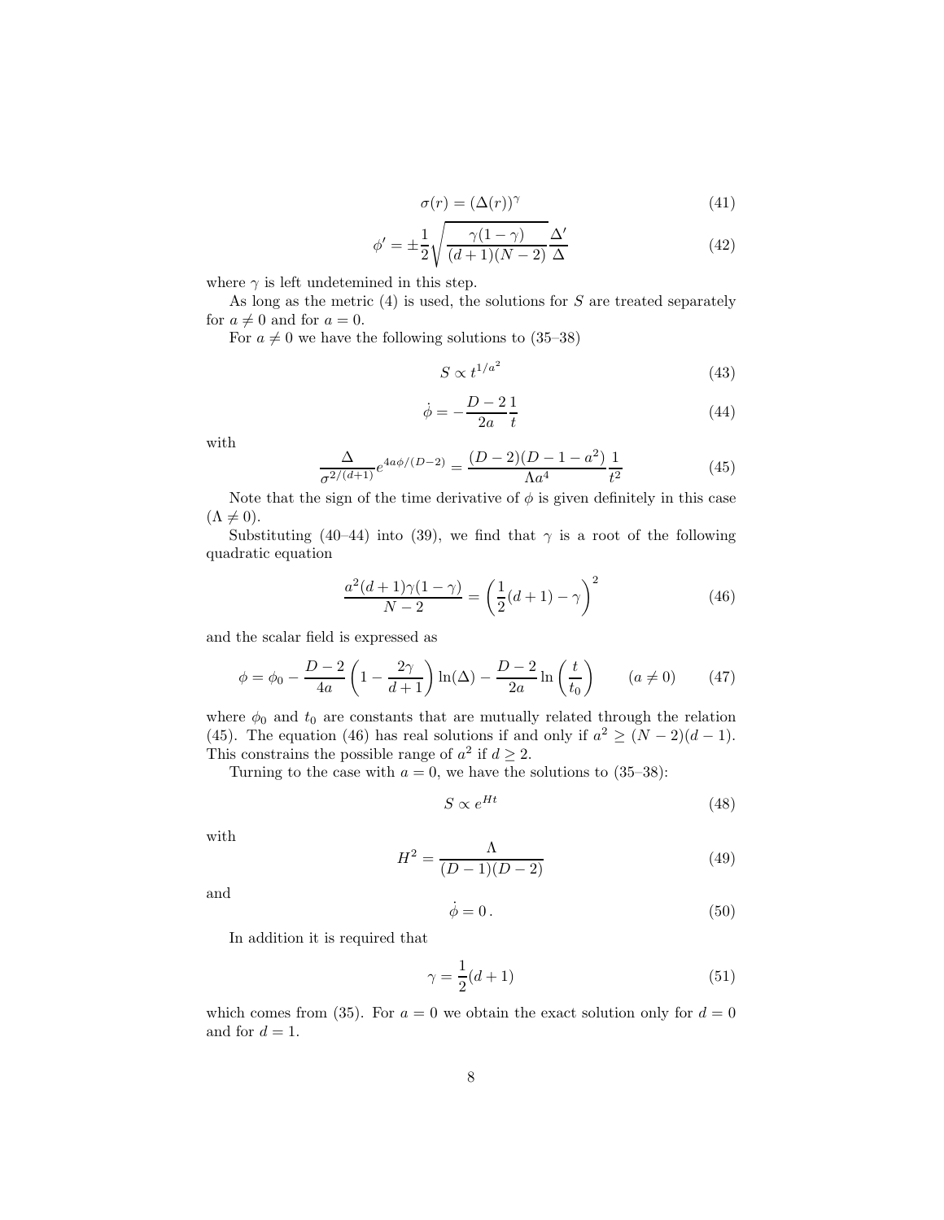$$\sigma(r) = (\Delta(r))^{\gamma} \tag{41}$$

$$\phi' = \pm\frac{1}{2}\sqrt{\frac{\gamma(1-\gamma)}{(d+1)(N-2)}}\frac{\Delta'}{\Delta} \tag{42}$$

where $\gamma$ is left undetemined in this step.

As long as the metric (4) is used, the solutions for $S$ are treated separately for $a \neq 0$ and for $a = 0$.

For $a \neq 0$ we have the following solutions to (35–38)

$$S \propto t^{1/a^2} \tag{43}$$

$$\dot{\phi} = -\frac{D-2}{2a}\frac{1}{t} \tag{44}$$

with

$$\frac{\Delta}{\sigma^{2/(d+1)}}e^{4a\phi/(D-2)} = \frac{(D-2)(D-1-a^2)}{\Lambda a^4}\frac{1}{t^2} \tag{45}$$

Note that the sign of the time derivative of $\phi$ is given definitely in this case ($\Lambda \neq 0$).

Substituting (40–44) into (39), we find that $\gamma$ is a root of the following quadratic equation

$$\frac{a^2(d+1)\gamma(1-\gamma)}{N-2} = \left(\frac{1}{2}(d+1) - \gamma\right)^2 \tag{46}$$

and the scalar field is expressed as

$$\phi = \phi_0 - \frac{D-2}{4a}\left(1 - \frac{2\gamma}{d+1}\right)\ln(\Delta) - \frac{D-2}{2a}\ln\left(\frac{t}{t_0}\right) \qquad (a \neq 0) \tag{47}$$

where $\phi_0$ and $t_0$ are constants that are mutually related through the relation (45). The equation (46) has real solutions if and only if $a^2 \geq (N-2)(d-1)$. This constrains the possible range of $a^2$ if $d \geq 2$.

Turning to the case with $a = 0$, we have the solutions to (35–38):

$$S \propto e^{Ht} \tag{48}$$

with

$$H^2 = \frac{\Lambda}{(D-1)(D-2)} \tag{49}$$

and

$$\dot{\phi} = 0\,. \tag{50}$$

In addition it is required that

$$\gamma = \frac{1}{2}(d+1) \tag{51}$$

which comes from (35). For $a = 0$ we obtain the exact solution only for $d = 0$ and for $d = 1$.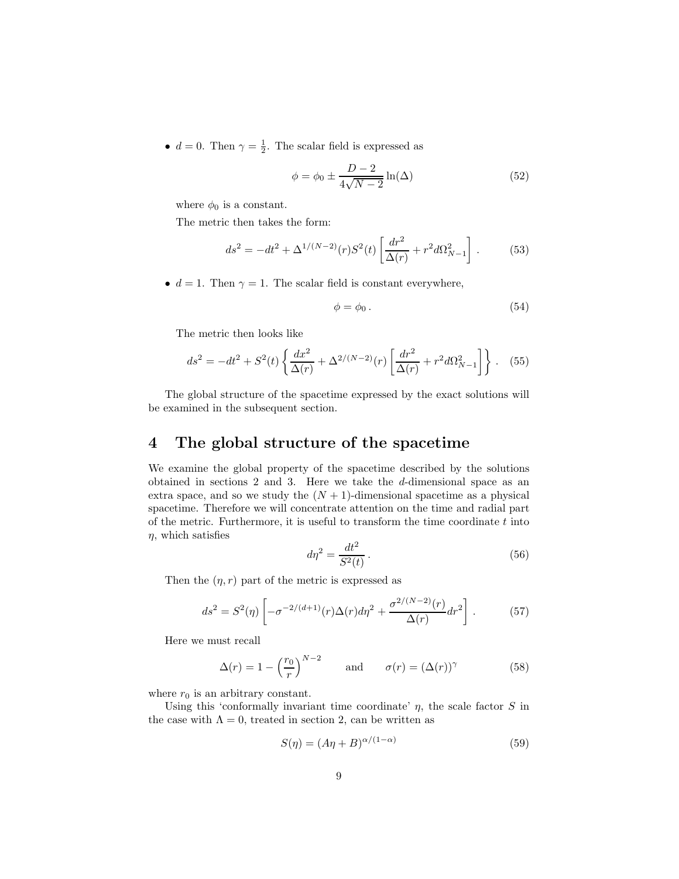- $d = 0$. Then $\gamma = \frac{1}{2}$. The scalar field is expressed as

$$\phi = \phi_0 \pm \frac{D-2}{4\sqrt{N-2}} \ln(\Delta) \tag{52}$$

where $\phi_0$ is a constant.

The metric then takes the form:

$$ds^2 = -dt^2 + \Delta^{1/(N-2)}(r) S^2(t) \left[ \frac{dr^2}{\Delta(r)} + r^2 d\Omega_{N-1}^2 \right] . \tag{53}$$

- $d = 1$. Then $\gamma = 1$. The scalar field is constant everywhere,

$$\phi = \phi_0 . \tag{54}$$

The metric then looks like

$$ds^2 = -dt^2 + S^2(t) \left\{ \frac{dx^2}{\Delta(r)} + \Delta^{2/(N-2)}(r) \left[ \frac{dr^2}{\Delta(r)} + r^2 d\Omega_{N-1}^2 \right] \right\} . \tag{55}$$

The global structure of the spacetime expressed by the exact solutions will be examined in the subsequent section.

# 4 The global structure of the spacetime

We examine the global property of the spacetime described by the solutions obtained in sections 2 and 3. Here we take the $d$-dimensional space as an extra space, and so we study the $(N+1)$-dimensional spacetime as a physical spacetime. Therefore we will concentrate attention on the time and radial part of the metric. Furthermore, it is useful to transform the time coordinate $t$ into $\eta$, which satisfies

$$d\eta^2 = \frac{dt^2}{S^2(t)} . \tag{56}$$

Then the $(\eta, r)$ part of the metric is expressed as

$$ds^2 = S^2(\eta) \left[ -\sigma^{-2/(d+1)}(r)\Delta(r) d\eta^2 + \frac{\sigma^{2/(N-2)}(r)}{\Delta(r)} dr^2 \right] . \tag{57}$$

Here we must recall

$$\Delta(r) = 1 - \left( \frac{r_0}{r} \right)^{N-2} \qquad \text{and} \qquad \sigma(r) = (\Delta(r))^{\gamma} \tag{58}$$

where $r_0$ is an arbitrary constant.

Using this 'conformally invariant time coordinate' $\eta$, the scale factor $S$ in the case with $\Lambda = 0$, treated in section 2, can be written as

$$S(\eta) = (A\eta + B)^{\alpha/(1-\alpha)} \tag{59}$$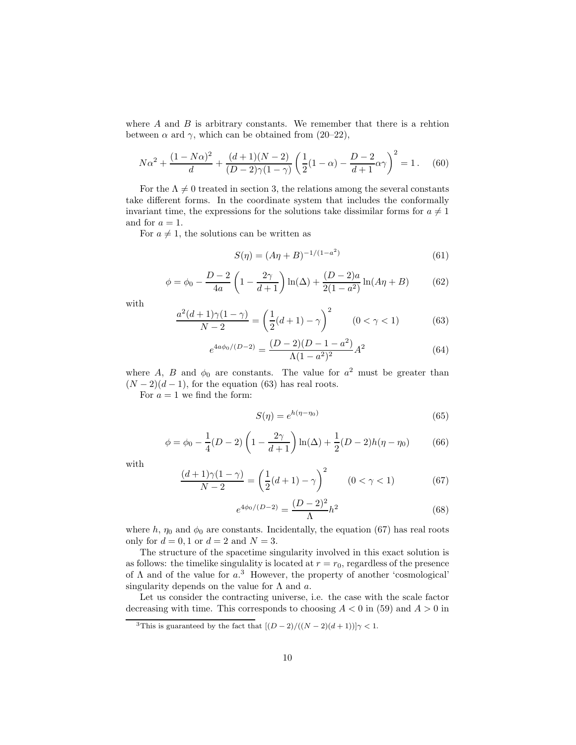where $A$ and $B$ is arbitrary constants. We remember that there is a rehtion between $\alpha$ ard $\gamma$, which can be obtained from (20–22),

$$N\alpha^2 + \frac{(1-N\alpha)^2}{d} + \frac{(d+1)(N-2)}{(D-2)\gamma(1-\gamma)}\left(\frac{1}{2}(1-\alpha) - \frac{D-2}{d+1}\alpha\gamma\right)^2 = 1\,. \qquad (60)$$

For the $\Lambda \neq 0$ treated in section 3, the relations among the several constants take different forms. In the coordinate system that includes the conformally invariant time, the expressions for the solutions take dissimilar forms for $a \neq 1$ and for $a = 1$.

For $a \neq 1$, the solutions can be written as

$$S(\eta) = (A\eta + B)^{-1/(1-a^2)} \qquad (61)$$

$$\phi = \phi_0 - \frac{D-2}{4a}\left(1 - \frac{2\gamma}{d+1}\right)\ln(\Delta) + \frac{(D-2)a}{2(1-a^2)}\ln(A\eta + B) \qquad (62)$$

with

$$\frac{a^2(d+1)\gamma(1-\gamma)}{N-2} = \left(\frac{1}{2}(d+1) - \gamma\right)^2 \qquad (0 < \gamma < 1) \qquad (63)$$

$$e^{4a\phi_0/(D-2)} = \frac{(D-2)(D-1-a^2)}{\Lambda(1-a^2)^2}A^2 \qquad (64)$$

where $A$, $B$ and $\phi_0$ are constants. The value for $a^2$ must be greater than $(N-2)(d-1)$, for the equation (63) has real roots.

For $a = 1$ we find the form:

$$S(\eta) = e^{h(\eta - \eta_0)} \qquad (65)$$

$$\phi = \phi_0 - \frac{1}{4}(D-2)\left(1 - \frac{2\gamma}{d+1}\right)\ln(\Delta) + \frac{1}{2}(D-2)h(\eta - \eta_0) \qquad (66)$$

with

$$\frac{(d+1)\gamma(1-\gamma)}{N-2} = \left(\frac{1}{2}(d+1) - \gamma\right)^2 \qquad (0 < \gamma < 1) \qquad (67)$$

$$e^{4\phi_0/(D-2)} = \frac{(D-2)^2}{\Lambda}h^2 \qquad (68)$$

where $h$, $\eta_0$ and $\phi_0$ are constants. Incidentally, the equation (67) has real roots only for $d = 0, 1$ or $d = 2$ and $N = 3$.

The structure of the spacetime singularity involved in this exact solution is as follows: the timelike singulality is located at $r = r_0$, regardless of the presence of $\Lambda$ and of the value for $a$.[3] However, the property of another 'cosmological' singularity depends on the value for $\Lambda$ and $a$.

Let us consider the contracting universe, i.e. the case with the scale factor decreasing with time. This corresponds to choosing $A < 0$ in (59) and $A > 0$ in

[3] This is guaranteed by the fact that $[(D-2)/((N-2)(d+1))]\gamma < 1$.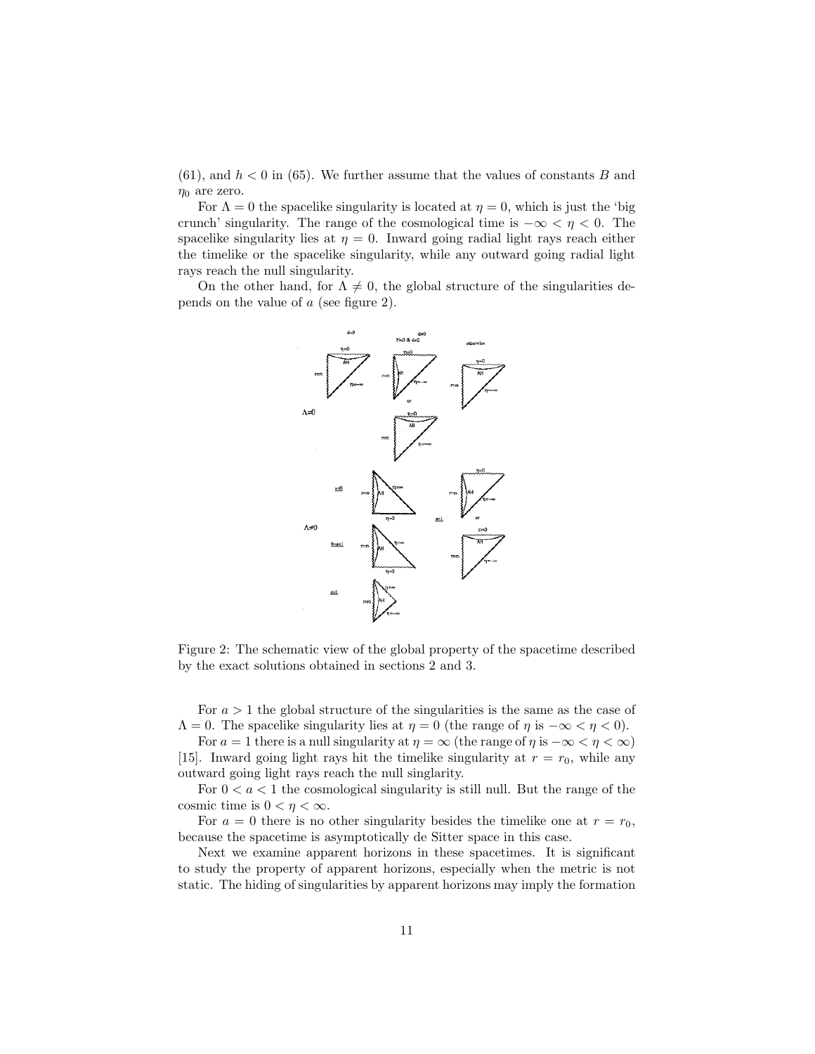(61), and $h < 0$ in (65). We further assume that the values of constants $B$ and $\eta_0$ are zero.

For $\Lambda = 0$ the spacelike singularity is located at $\eta = 0$, which is just the 'big crunch' singularity. The range of the cosmological time is $-\infty < \eta < 0$. The spacelike singularity lies at $\eta = 0$. Inward going radial light rays reach either the timelike or the spacelike singularity, while any outward going radial light rays reach the null singularity.

On the other hand, for $\Lambda \neq 0$, the global structure of the singularities depends on the value of $a$ (see figure 2).

Figure 2: The schematic view of the global property of the spacetime described by the exact solutions obtained in sections 2 and 3.

For $a > 1$ the global structure of the singularities is the same as the case of $\Lambda = 0$. The spacelike singularity lies at $\eta = 0$ (the range of $\eta$ is $-\infty < \eta < 0$).

For $a = 1$ there is a null singularity at $\eta = \infty$ (the range of $\eta$ is $-\infty < \eta < \infty$) [15]. Inward going light rays hit the timelike singularity at $r = r_0$, while any outward going light rays reach the null singlarity.

For $0 < a < 1$ the cosmological singularity is still null. But the range of the cosmic time is $0 < \eta < \infty$.

For $a = 0$ there is no other singularity besides the timelike one at $r = r_0$, because the spacetime is asymptotically de Sitter space in this case.

Next we examine apparent horizons in these spacetimes. It is significant to study the property of apparent horizons, especially when the metric is not static. The hiding of singularities by apparent horizons may imply the formation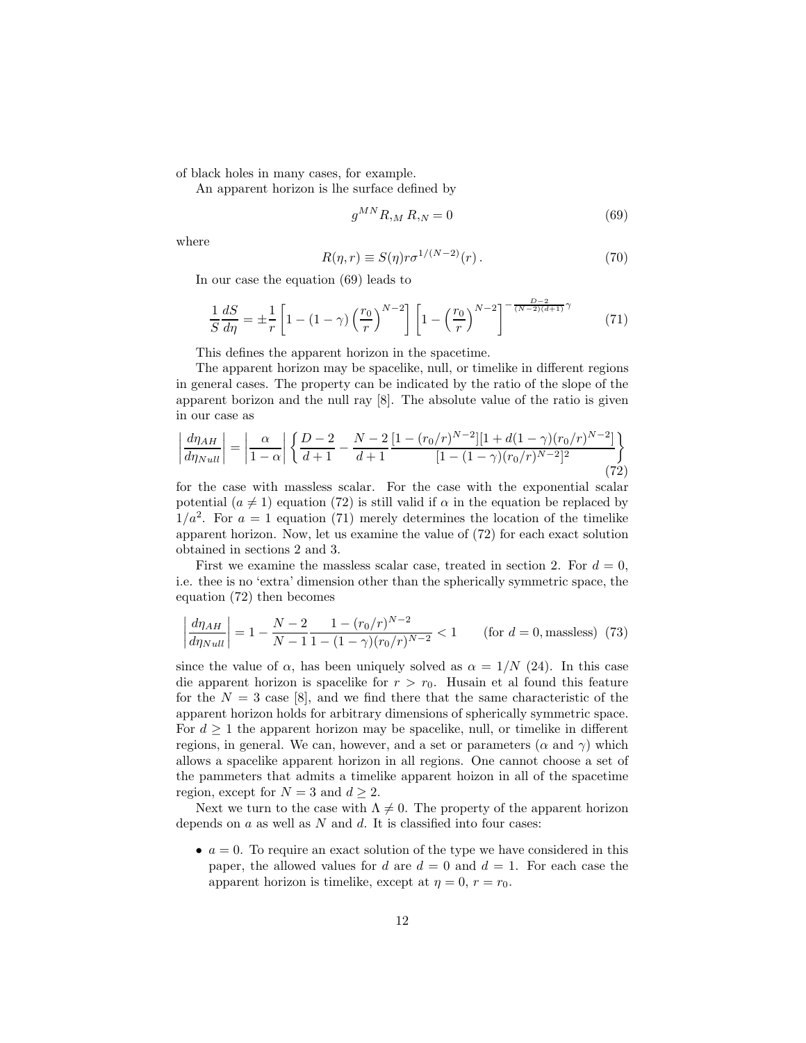of black holes in many cases, for example.

An apparent horizon is lhe surface defined by

$$g^{MN} R_{,M} R_{,N} = 0 \tag{69}$$

where

$$R(\eta, r) \equiv S(\eta) r \sigma^{1/(N-2)}(r)\,. \tag{70}$$

In our case the equation (69) leads to

$$\frac{1}{S}\frac{dS}{d\eta} = \pm\frac{1}{r}\left[1 - (1-\gamma)\left(\frac{r_0}{r}\right)^{N-2}\right]\left[1 - \left(\frac{r_0}{r}\right)^{N-2}\right]^{-\frac{D-2}{(N-2)(d+1)}\gamma} \tag{71}$$

This defines the apparent horizon in the spacetime.

The apparent horizon may be spacelike, null, or timelike in different regions in general cases. The property can be indicated by the ratio of the slope of the apparent borizon and the null ray [8]. The absolute value of the ratio is given in our case as

$$\left|\frac{d\eta_{AH}}{d\eta_{Null}}\right| = \left|\frac{\alpha}{1-\alpha}\right| \left\{\frac{D-2}{d+1} - \frac{N-2}{d+1}\frac{[1-(r_0/r)^{N-2}][1+d(1-\gamma)(r_0/r)^{N-2}]}{[1-(1-\gamma)(r_0/r)^{N-2}]^2}\right\} \tag{72}$$

for the case with massless scalar. For the case with the exponential scalar potential ($a \neq 1$) equation (72) is still valid if $\alpha$ in the equation be replaced by $1/a^2$. For $a = 1$ equation (71) merely determines the location of the timelike apparent horizon. Now, let us examine the value of (72) for each exact solution obtained in sections 2 and 3.

First we examine the massless scalar case, treated in section 2. For $d = 0$, i.e. thee is no 'extra' dimension other than the spherically symmetric space, the equation (72) then becomes

$$\left|\frac{d\eta_{AH}}{d\eta_{Null}}\right| = 1 - \frac{N-2}{N-1}\frac{1-(r_0/r)^{N-2}}{1-(1-\gamma)(r_0/r)^{N-2}} < 1 \qquad (\text{for } d = 0, \text{massless}) \tag{73}$$

since the value of $\alpha$, has been uniquely solved as $\alpha = 1/N$ (24). In this case die apparent horizon is spacelike for $r > r_0$. Husain et al found this feature for the $N = 3$ case [8], and we find there that the same characteristic of the apparent horizon holds for arbitrary dimensions of spherically symmetric space. For $d \geq 1$ the apparent horizon may be spacelike, null, or timelike in different regions, in general. We can, however, and a set or parameters ($\alpha$ and $\gamma$) which allows a spacelike apparent horizon in all regions. One cannot choose a set of the pammeters that admits a timelike apparent hoizon in all of the spacetime region, except for $N = 3$ and $d \geq 2$.

Next we turn to the case with $\Lambda \neq 0$. The property of the apparent horizon depends on $a$ as well as $N$ and $d$. It is classified into four cases:

- $a = 0$. To require an exact solution of the type we have considered in this paper, the allowed values for $d$ are $d = 0$ and $d = 1$. For each case the apparent horizon is timelike, except at $\eta = 0$, $r = r_0$.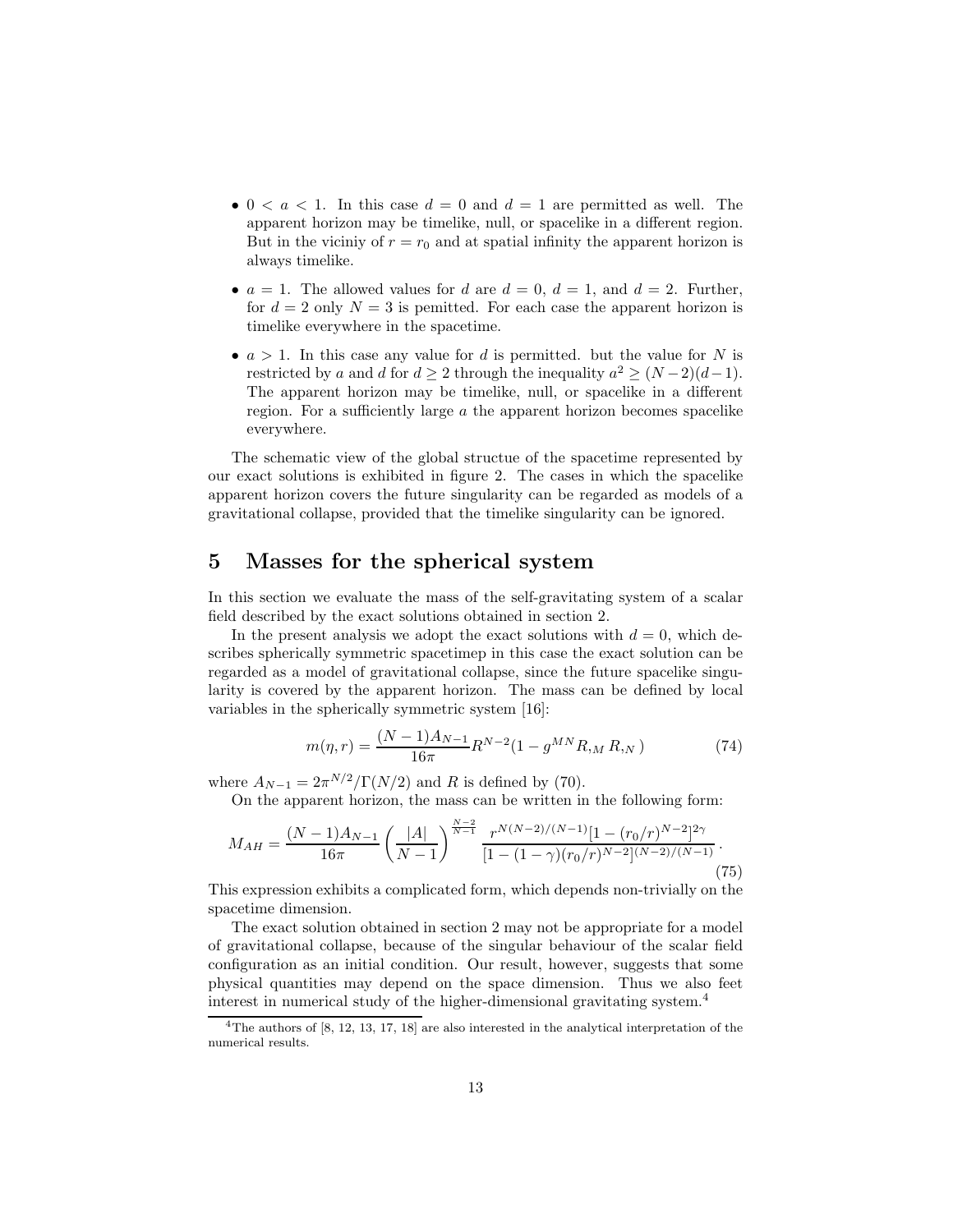- $0 < a < 1$. In this case $d = 0$ and $d = 1$ are permitted as well. The apparent horizon may be timelike, null, or spacelike in a different region. But in the viciniy of $r = r_0$ and at spatial infinity the apparent horizon is always timelike.

- $a = 1$. The allowed values for $d$ are $d = 0$, $d = 1$, and $d = 2$. Further, for $d = 2$ only $N = 3$ is pemitted. For each case the apparent horizon is timelike everywhere in the spacetime.

- $a > 1$. In this case any value for $d$ is permitted. but the value for $N$ is restricted by $a$ and $d$ for $d \geq 2$ through the inequality $a^2 \geq (N-2)(d-1)$. The apparent horizon may be timelike, null, or spacelike in a different region. For a sufficiently large $a$ the apparent horizon becomes spacelike everywhere.

The schematic view of the global structue of the spacetime represented by our exact solutions is exhibited in figure 2. The cases in which the spacelike apparent horizon covers the future singularity can be regarded as models of a gravitational collapse, provided that the timelike singularity can be ignored.

# 5 Masses for the spherical system

In this section we evaluate the mass of the self-gravitating system of a scalar field described by the exact solutions obtained in section 2.

In the present analysis we adopt the exact solutions with $d = 0$, which describes spherically symmetric spacetimep in this case the exact solution can be regarded as a model of gravitational collapse, since the future spacelike singularity is covered by the apparent horizon. The mass can be defined by local variables in the spherically symmetric system [16]:

$$m(\eta, r) = \frac{(N-1)A_{N-1}}{16\pi} R^{N-2}(1 - g^{MN} R_{,M} R_{,N}) \tag{74}$$

where $A_{N-1} = 2\pi^{N/2}/\Gamma(N/2)$ and $R$ is defined by (70).

On the apparent horizon, the mass can be written in the following form:

$$M_{AH} = \frac{(N-1)A_{N-1}}{16\pi} \left(\frac{|A|}{N-1}\right)^{\frac{N-2}{N-1}} \frac{r^{N(N-2)/(N-1)}[1-(r_0/r)^{N-2}]^{2\gamma}}{[1-(1-\gamma)(r_0/r)^{N-2}]^{(N-2)/(N-1)}} . \tag{75}$$

This expression exhibits a complicated form, which depends non-trivially on the spacetime dimension.

The exact solution obtained in section 2 may not be appropriate for a model of gravitational collapse, because of the singular behaviour of the scalar field configuration as an initial condition. Our result, however, suggests that some physical quantities may depend on the space dimension. Thus we also feet interest in numerical study of the higher-dimensional gravitating system.[4]

[4] The authors of [8, 12, 13, 17, 18] are also interested in the analytical interpretation of the numerical results.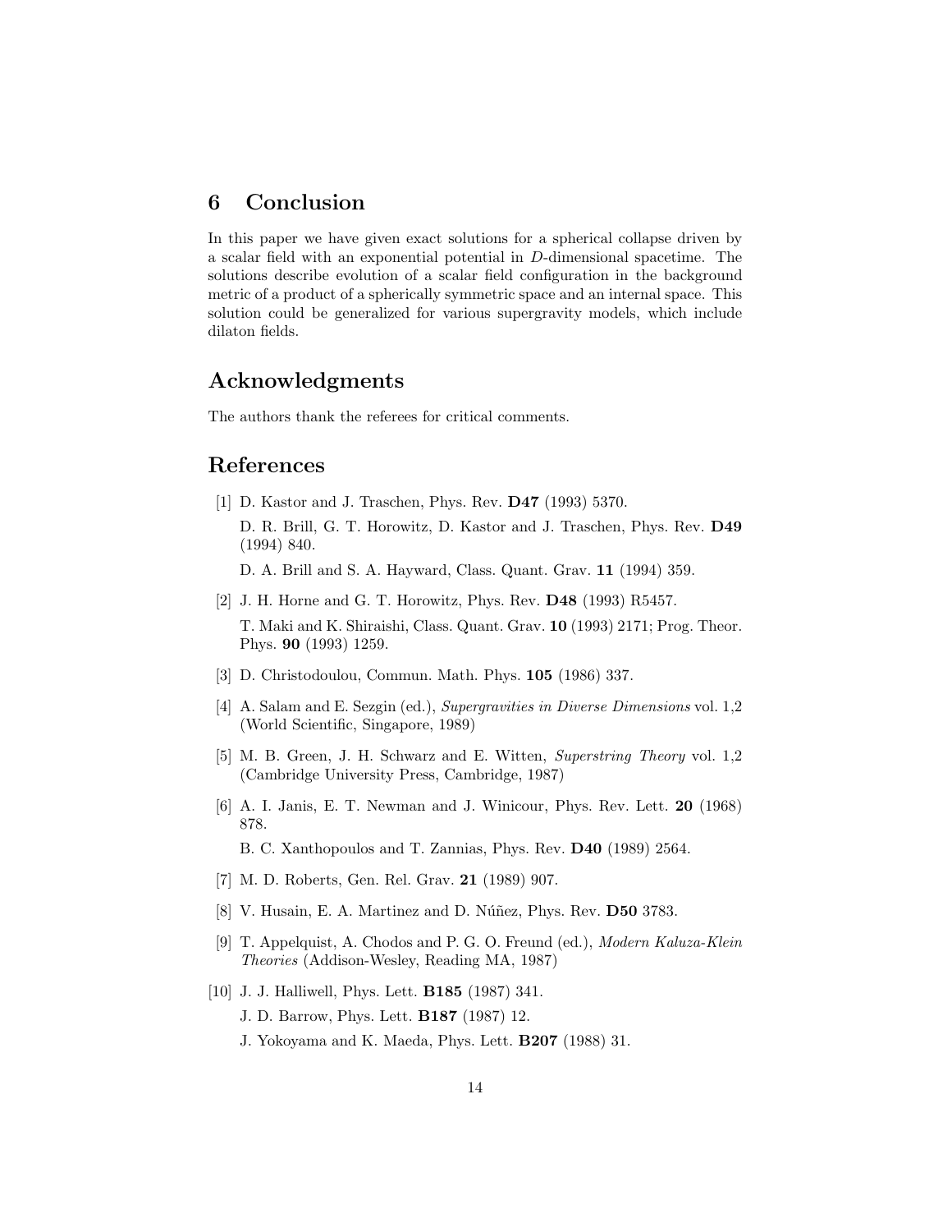## 6 Conclusion

In this paper we have given exact solutions for a spherical collapse driven by a scalar field with an exponential potential in $D$-dimensional spacetime. The solutions describe evolution of a scalar field configuration in the background metric of a product of a spherically symmetric space and an internal space. This solution could be generalized for various supergravity models, which include dilaton fields.

## Acknowledgments

The authors thank the referees for critical comments.

## References

[1] D. Kastor and J. Traschen, Phys. Rev. **D47** (1993) 5370.
D. R. Brill, G. T. Horowitz, D. Kastor and J. Traschen, Phys. Rev. **D49** (1994) 840.
D. A. Brill and S. A. Hayward, Class. Quant. Grav. **11** (1994) 359.

[2] J. H. Horne and G. T. Horowitz, Phys. Rev. **D48** (1993) R5457.
T. Maki and K. Shiraishi, Class. Quant. Grav. **10** (1993) 2171; Prog. Theor. Phys. **90** (1993) 1259.

[3] D. Christodoulou, Commun. Math. Phys. **105** (1986) 337.

[4] A. Salam and E. Sezgin (ed.), *Supergravities in Diverse Dimensions* vol. 1,2 (World Scientific, Singapore, 1989)

[5] M. B. Green, J. H. Schwarz and E. Witten, *Superstring Theory* vol. 1,2 (Cambridge University Press, Cambridge, 1987)

[6] A. I. Janis, E. T. Newman and J. Winicour, Phys. Rev. Lett. **20** (1968) 878.
B. C. Xanthopoulos and T. Zannias, Phys. Rev. **D40** (1989) 2564.

[7] M. D. Roberts, Gen. Rel. Grav. **21** (1989) 907.

[8] V. Husain, E. A. Martinez and D. Núñez, Phys. Rev. **D50** 3783.

[9] T. Appelquist, A. Chodos and P. G. O. Freund (ed.), *Modern Kaluza-Klein Theories* (Addison-Wesley, Reading MA, 1987)

[10] J. J. Halliwell, Phys. Lett. **B185** (1987) 341.
J. D. Barrow, Phys. Lett. **B187** (1987) 12.
J. Yokoyama and K. Maeda, Phys. Lett. **B207** (1988) 31.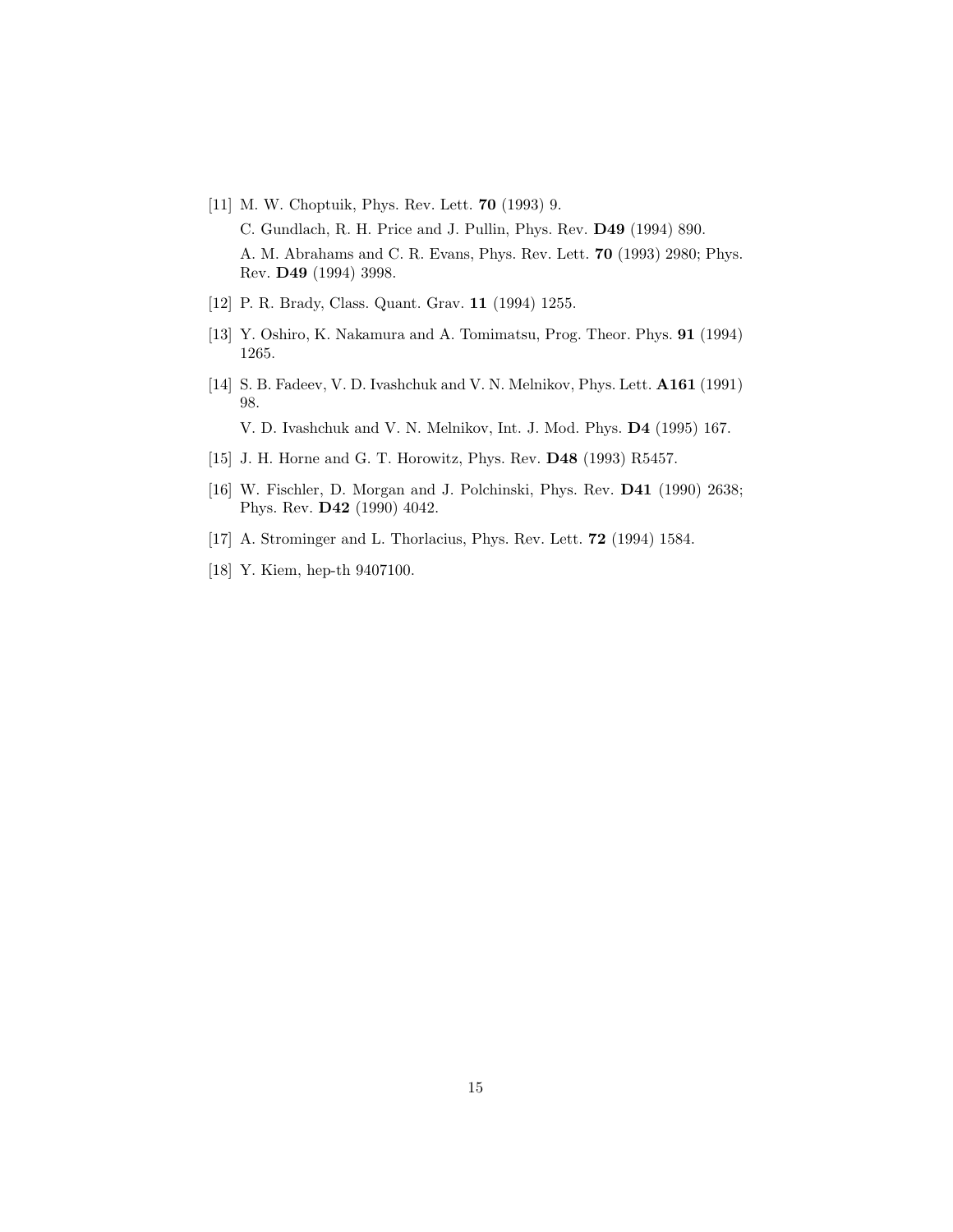[11] M. W. Choptuik, Phys. Rev. Lett. **70** (1993) 9.

C. Gundlach, R. H. Price and J. Pullin, Phys. Rev. **D49** (1994) 890.

A. M. Abrahams and C. R. Evans, Phys. Rev. Lett. **70** (1993) 2980; Phys. Rev. **D49** (1994) 3998.

[12] P. R. Brady, Class. Quant. Grav. **11** (1994) 1255.

[13] Y. Oshiro, K. Nakamura and A. Tomimatsu, Prog. Theor. Phys. **91** (1994) 1265.

[14] S. B. Fadeev, V. D. Ivashchuk and V. N. Melnikov, Phys. Lett. **A161** (1991) 98.

V. D. Ivashchuk and V. N. Melnikov, Int. J. Mod. Phys. **D4** (1995) 167.

[15] J. H. Horne and G. T. Horowitz, Phys. Rev. **D48** (1993) R5457.

[16] W. Fischler, D. Morgan and J. Polchinski, Phys. Rev. **D41** (1990) 2638; Phys. Rev. **D42** (1990) 4042.

[17] A. Strominger and L. Thorlacius, Phys. Rev. Lett. **72** (1994) 1584.

[18] Y. Kiem, hep-th 9407100.